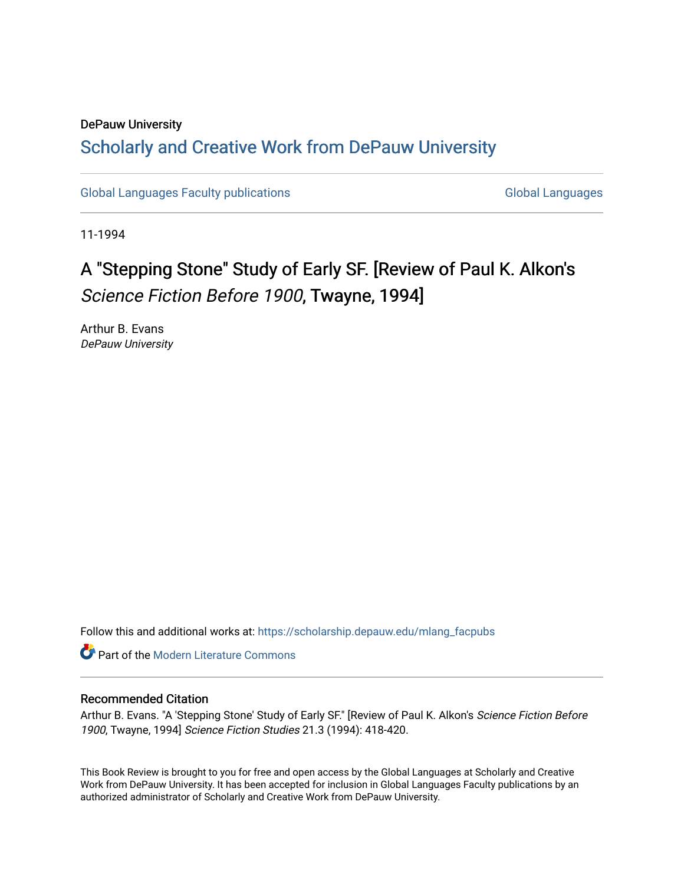DePauw University

## Scholarly and Creative Work from DePauw University

Global Languages Faculty publications | Global Languages

11-1994

# A "Stepping Stone" Study of Early SF. [Review of Paul K. Alkon's *Science Fiction Before 1900*, Twayne, 1994]

Arthur B. Evans
*DePauw University*

Follow this and additional works at: https://scholarship.depauw.edu/mlang_facpubs

Part of the Modern Literature Commons

### Recommended Citation

Arthur B. Evans. "A 'Stepping Stone' Study of Early SF." [Review of Paul K. Alkon's *Science Fiction Before 1900*, Twayne, 1994] *Science Fiction Studies* 21.3 (1994): 418-420.

This Book Review is brought to you for free and open access by the Global Languages at Scholarly and Creative Work from DePauw University. It has been accepted for inclusion in Global Languages Faculty publications by an authorized administrator of Scholarly and Creative Work from DePauw University.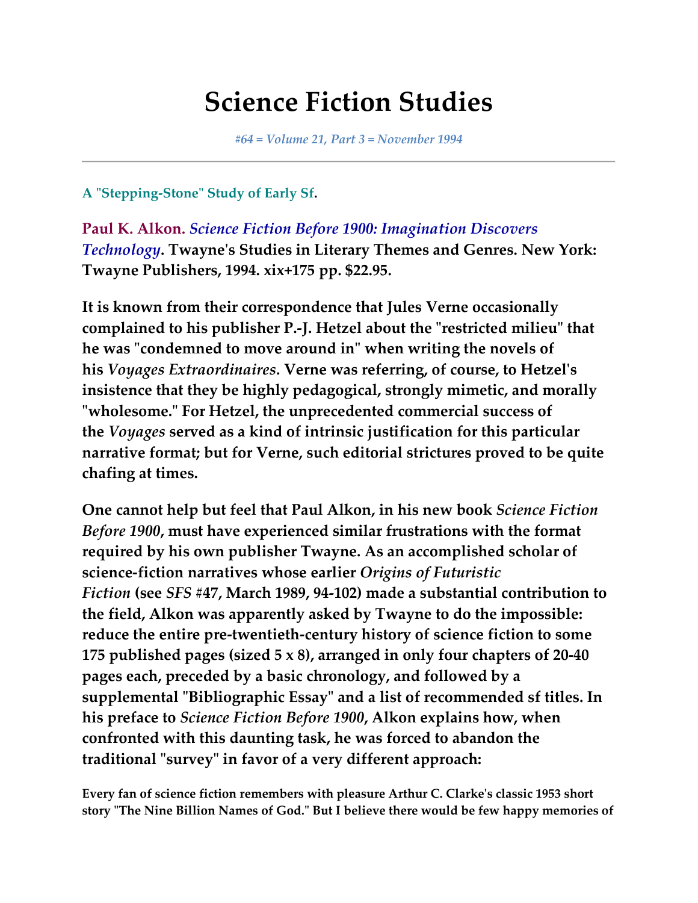# Science Fiction Studies

*#64 = Volume 21, Part 3 = November 1994*

---

**A "Stepping-Stone" Study of Early Sf.**

**Paul K. Alkon.** ***Science Fiction Before 1900: Imagination Discovers Technology*. Twayne's Studies in Literary Themes and Genres. New York: Twayne Publishers, 1994. xix+175 pp. $22.95.**

**It is known from their correspondence that Jules Verne occasionally complained to his publisher P.-J. Hetzel about the "restricted milieu" that he was "condemned to move around in" when writing the novels of his *Voyages Extraordinaires*. Verne was referring, of course, to Hetzel's insistence that they be highly pedagogical, strongly mimetic, and morally "wholesome." For Hetzel, the unprecedented commercial success of the *Voyages* served as a kind of intrinsic justification for this particular narrative format; but for Verne, such editorial strictures proved to be quite chafing at times.**

**One cannot help but feel that Paul Alkon, in his new book *Science Fiction Before 1900*, must have experienced similar frustrations with the format required by his own publisher Twayne. As an accomplished scholar of science-fiction narratives whose earlier *Origins of Futuristic Fiction* (see *SFS* #47, March 1989, 94-102) made a substantial contribution to the field, Alkon was apparently asked by Twayne to do the impossible: reduce the entire pre-twentieth-century history of science fiction to some 175 published pages (sized 5 x 8), arranged in only four chapters of 20-40 pages each, preceded by a basic chronology, and followed by a supplemental "Bibliographic Essay" and a list of recommended sf titles. In his preface to *Science Fiction Before 1900*, Alkon explains how, when confronted with this daunting task, he was forced to abandon the traditional "survey" in favor of a very different approach:**

**Every fan of science fiction remembers with pleasure Arthur C. Clarke's classic 1953 short story "The Nine Billion Names of God." But I believe there would be few happy memories of**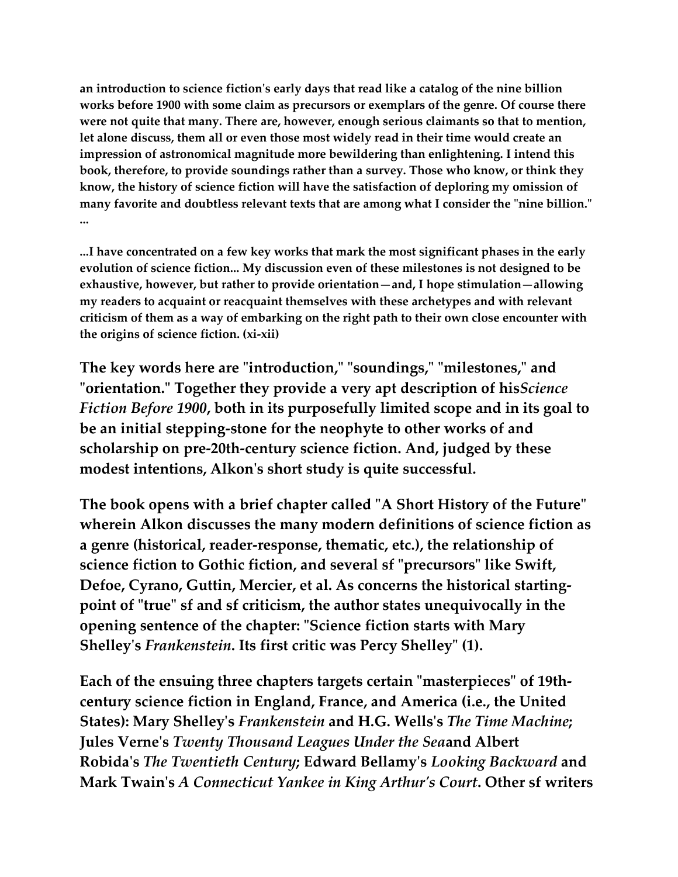**an introduction to science fiction's early days that read like a catalog of the nine billion works before 1900 with some claim as precursors or exemplars of the genre. Of course there were not quite that many. There are, however, enough serious claimants so that to mention, let alone discuss, them all or even those most widely read in their time would create an impression of astronomical magnitude more bewildering than enlightening. I intend this book, therefore, to provide soundings rather than a survey. Those who know, or think they know, the history of science fiction will have the satisfaction of deploring my omission of many favorite and doubtless relevant texts that are among what I consider the "nine billion." ...**

**...I have concentrated on a few key works that mark the most significant phases in the early evolution of science fiction... My discussion even of these milestones is not designed to be exhaustive, however, but rather to provide orientation—and, I hope stimulation—allowing my readers to acquaint or reacquaint themselves with these archetypes and with relevant criticism of them as a way of embarking on the right path to their own close encounter with the origins of science fiction. (xi-xii)**

**The key words here are "introduction," "soundings," "milestones," and "orientation." Together they provide a very apt description of his*Science Fiction Before 1900*, both in its purposefully limited scope and in its goal to be an initial stepping-stone for the neophyte to other works of and scholarship on pre-20th-century science fiction. And, judged by these modest intentions, Alkon's short study is quite successful.**

**The book opens with a brief chapter called "A Short History of the Future" wherein Alkon discusses the many modern definitions of science fiction as a genre (historical, reader-response, thematic, etc.), the relationship of science fiction to Gothic fiction, and several sf "precursors" like Swift, Defoe, Cyrano, Guttin, Mercier, et al. As concerns the historical starting-point of "true" sf and sf criticism, the author states unequivocally in the opening sentence of the chapter: "Science fiction starts with Mary Shelley's *Frankenstein*. Its first critic was Percy Shelley" (1).**

**Each of the ensuing three chapters targets certain "masterpieces" of 19th-century science fiction in England, France, and America (i.e., the United States): Mary Shelley's *Frankenstein* and H.G. Wells's *The Time Machine*; Jules Verne's *Twenty Thousand Leagues Under the Sea*and Albert Robida's *The Twentieth Century*; Edward Bellamy's *Looking Backward* and Mark Twain's *A Connecticut Yankee in King Arthur's Court*. Other sf writers**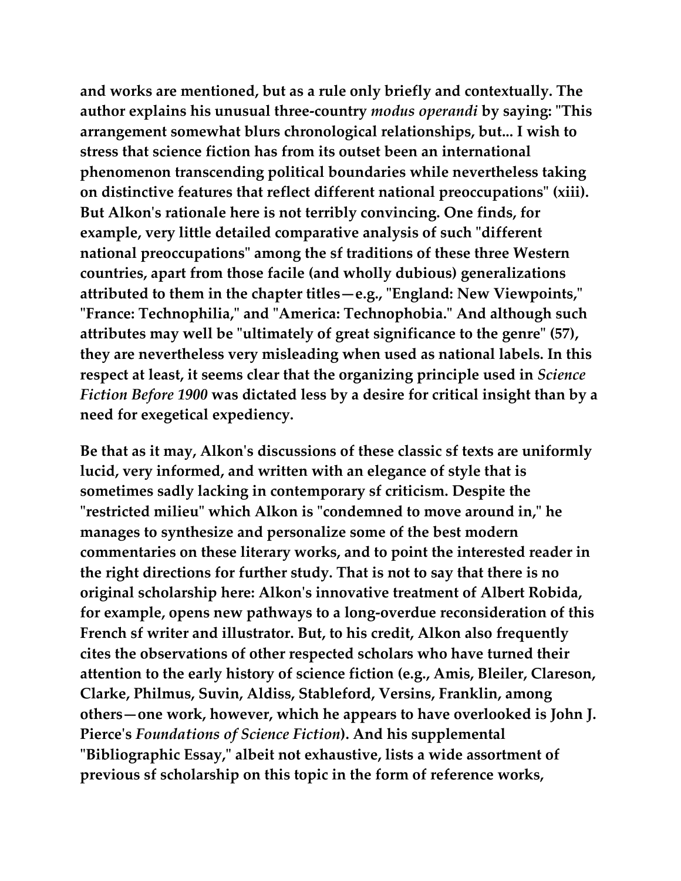and works are mentioned, but as a rule only briefly and contextually. The author explains his unusual three-country *modus operandi* by saying: "This arrangement somewhat blurs chronological relationships, but... I wish to stress that science fiction has from its outset been an international phenomenon transcending political boundaries while nevertheless taking on distinctive features that reflect different national preoccupations" (xiii). But Alkon's rationale here is not terribly convincing. One finds, for example, very little detailed comparative analysis of such "different national preoccupations" among the sf traditions of these three Western countries, apart from those facile (and wholly dubious) generalizations attributed to them in the chapter titles—e.g., "England: New Viewpoints," "France: Technophilia," and "America: Technophobia." And although such attributes may well be "ultimately of great significance to the genre" (57), they are nevertheless very misleading when used as national labels. In this respect at least, it seems clear that the organizing principle used in *Science Fiction Before 1900* was dictated less by a desire for critical insight than by a need for exegetical expediency.

Be that as it may, Alkon's discussions of these classic sf texts are uniformly lucid, very informed, and written with an elegance of style that is sometimes sadly lacking in contemporary sf criticism. Despite the "restricted milieu" which Alkon is "condemned to move around in," he manages to synthesize and personalize some of the best modern commentaries on these literary works, and to point the interested reader in the right directions for further study. That is not to say that there is no original scholarship here: Alkon's innovative treatment of Albert Robida, for example, opens new pathways to a long-overdue reconsideration of this French sf writer and illustrator. But, to his credit, Alkon also frequently cites the observations of other respected scholars who have turned their attention to the early history of science fiction (e.g., Amis, Bleiler, Clareson, Clarke, Philmus, Suvin, Aldiss, Stableford, Versins, Franklin, among others—one work, however, which he appears to have overlooked is John J. Pierce's *Foundations of Science Fiction*). And his supplemental "Bibliographic Essay," albeit not exhaustive, lists a wide assortment of previous sf scholarship on this topic in the form of reference works,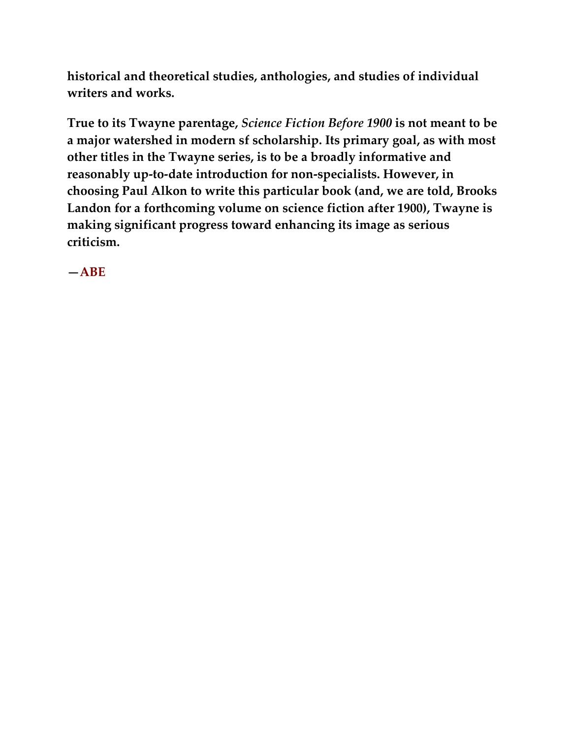**historical and theoretical studies, anthologies, and studies of individual writers and works.**

**True to its Twayne parentage, *Science Fiction Before 1900* is not meant to be a major watershed in modern sf scholarship. Its primary goal, as with most other titles in the Twayne series, is to be a broadly informative and reasonably up-to-date introduction for non-specialists. However, in choosing Paul Alkon to write this particular book (and, we are told, Brooks Landon for a forthcoming volume on science fiction after 1900), Twayne is making significant progress toward enhancing its image as serious criticism.**

**—ABE**